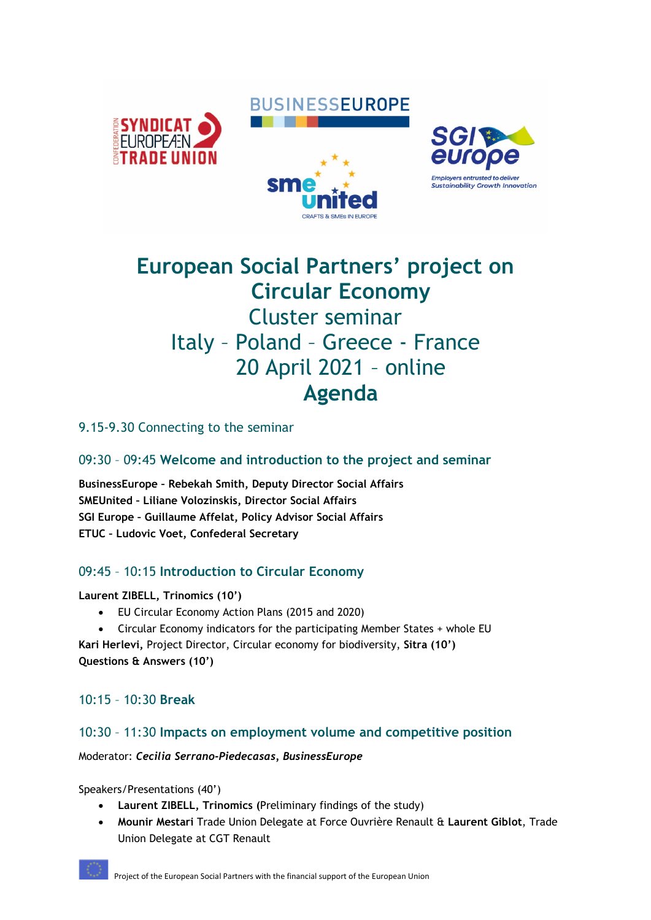# European Social Partners' project on Circular Economy

## Cluster seminar

## Italy – Poland – Greece - France

## 20 April 2021 – online

# Agenda

### 9.15-9.30 Connecting to the seminar

### 09:30 – 09:45 **Welcome and introduction to the project and seminar**

**BusinessEurope - Rebekah Smith, Deputy Director Social Affairs**
**SMEUnited - Liliane Volozinskis, Director Social Affairs**
**SGI Europe - Guillaume Affelat, Policy Advisor Social Affairs**
**ETUC - Ludovic Voet, Confederal Secretary**

### 09:45 – 10:15 **Introduction to Circular Economy**

**Laurent ZIBELL, Trinomics (10')**

- EU Circular Economy Action Plans (2015 and 2020)
- Circular Economy indicators for the participating Member States + whole EU

**Kari Herlevi,** Project Director, Circular economy for biodiversity, **Sitra (10')**
**Questions & Answers (10')**

### 10:15 – 10:30 **Break**

### 10:30 – 11:30 **Impacts on employment volume and competitive position**

Moderator: ***Cecilia Serrano-Piedecasas, BusinessEurope***

Speakers/Presentations (40')

- **Laurent ZIBELL, Trinomics** (Preliminary findings of the study)
- **Mounir Mestari** Trade Union Delegate at Force Ouvrière Renault & **Laurent Giblot**, Trade Union Delegate at CGT Renault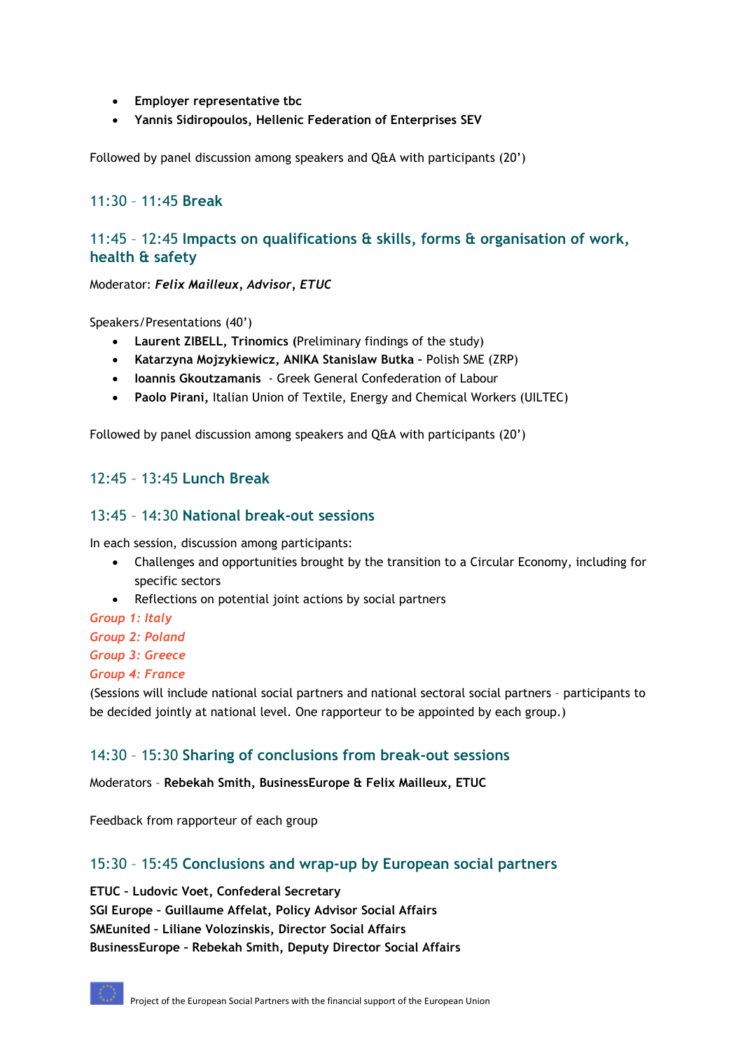- **Employer representative tbc**
- **Yannis Sidiropoulos, Hellenic Federation of Enterprises SEV**

Followed by panel discussion among speakers and Q&A with participants (20')

## 11:30 – 11:45 **Break**

## 11:45 – 12:45 **Impacts on qualifications & skills, forms & organisation of work, health & safety**

Moderator: ***Felix Mailleux*, *Advisor*, *ETUC***

Speakers/Presentations (40')

- **Laurent ZIBELL, Trinomics (**Preliminary findings of the study)
- **Katarzyna Mojzykiewicz, ANIKA Stanislaw Butka -** Polish SME (ZRP)
- **Ioannis Gkoutzamanis** - Greek General Confederation of Labour
- **Paolo Pirani,** Italian Union of Textile, Energy and Chemical Workers (UILTEC)

Followed by panel discussion among speakers and Q&A with participants (20')

## 12:45 – 13:45 **Lunch Break**

## 13:45 – 14:30 **National break-out sessions**

In each session, discussion among participants:

- Challenges and opportunities brought by the transition to a Circular Economy, including for specific sectors
- Reflections on potential joint actions by social partners

*Group 1: Italy*
*Group 2: Poland*
*Group 3: Greece*
*Group 4: France*

(Sessions will include national social partners and national sectoral social partners – participants to be decided jointly at national level. One rapporteur to be appointed by each group.)

## 14:30 – 15:30 **Sharing of conclusions from break-out sessions**

Moderators – **Rebekah Smith, BusinessEurope & Felix Mailleux, ETUC**

Feedback from rapporteur of each group

## 15:30 – 15:45 **Conclusions and wrap-up by European social partners**

**ETUC – Ludovic Voet, Confederal Secretary**
**SGI Europe – Guillaume Affelat, Policy Advisor Social Affairs**
**SMEunited – Liliane Volozinskis, Director Social Affairs**
**BusinessEurope – Rebekah Smith, Deputy Director Social Affairs**

Project of the European Social Partners with the financial support of the European Union